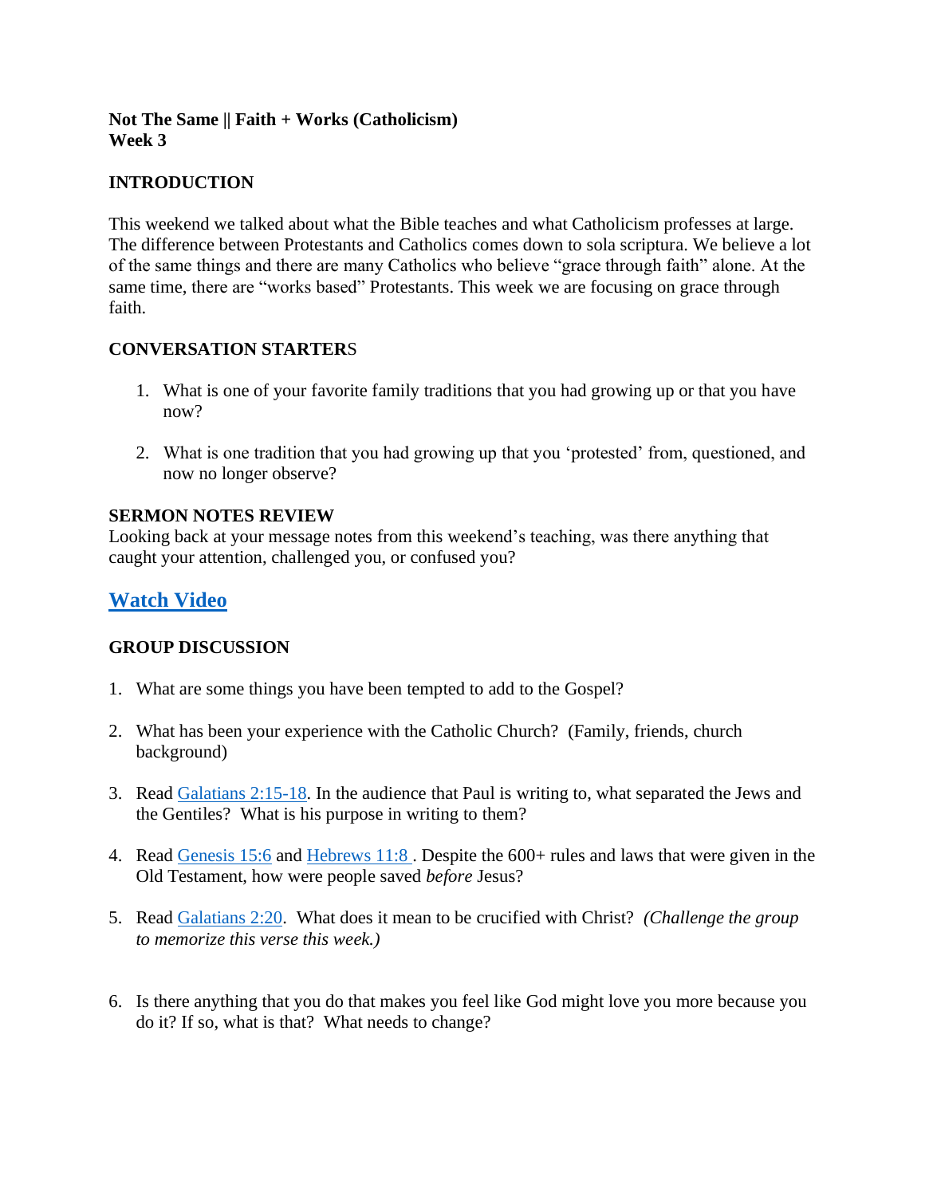**Not The Same || Faith + Works (Catholicism)**
**Week 3**

## INTRODUCTION

This weekend we talked about what the Bible teaches and what Catholicism professes at large. The difference between Protestants and Catholics comes down to sola scriptura. We believe a lot of the same things and there are many Catholics who believe "grace through faith" alone. At the same time, there are "works based" Protestants. This week we are focusing on grace through faith.

## CONVERSATION STARTERS

1. What is one of your favorite family traditions that you had growing up or that you have now?

2. What is one tradition that you had growing up that you 'protested' from, questioned, and now no longer observe?

## SERMON NOTES REVIEW

Looking back at your message notes from this weekend's teaching, was there anything that caught your attention, challenged you, or confused you?

## [Watch Video]

## GROUP DISCUSSION

1. What are some things you have been tempted to add to the Gospel?

2. What has been your experience with the Catholic Church? (Family, friends, church background)

3. Read Galatians 2:15-18. In the audience that Paul is writing to, what separated the Jews and the Gentiles? What is his purpose in writing to them?

4. Read Genesis 15:6 and Hebrews 11:8. Despite the 600+ rules and laws that were given in the Old Testament, how were people saved *before* Jesus?

5. Read Galatians 2:20. What does it mean to be crucified with Christ? *(Challenge the group to memorize this verse this week.)*

6. Is there anything that you do that makes you feel like God might love you more because you do it? If so, what is that? What needs to change?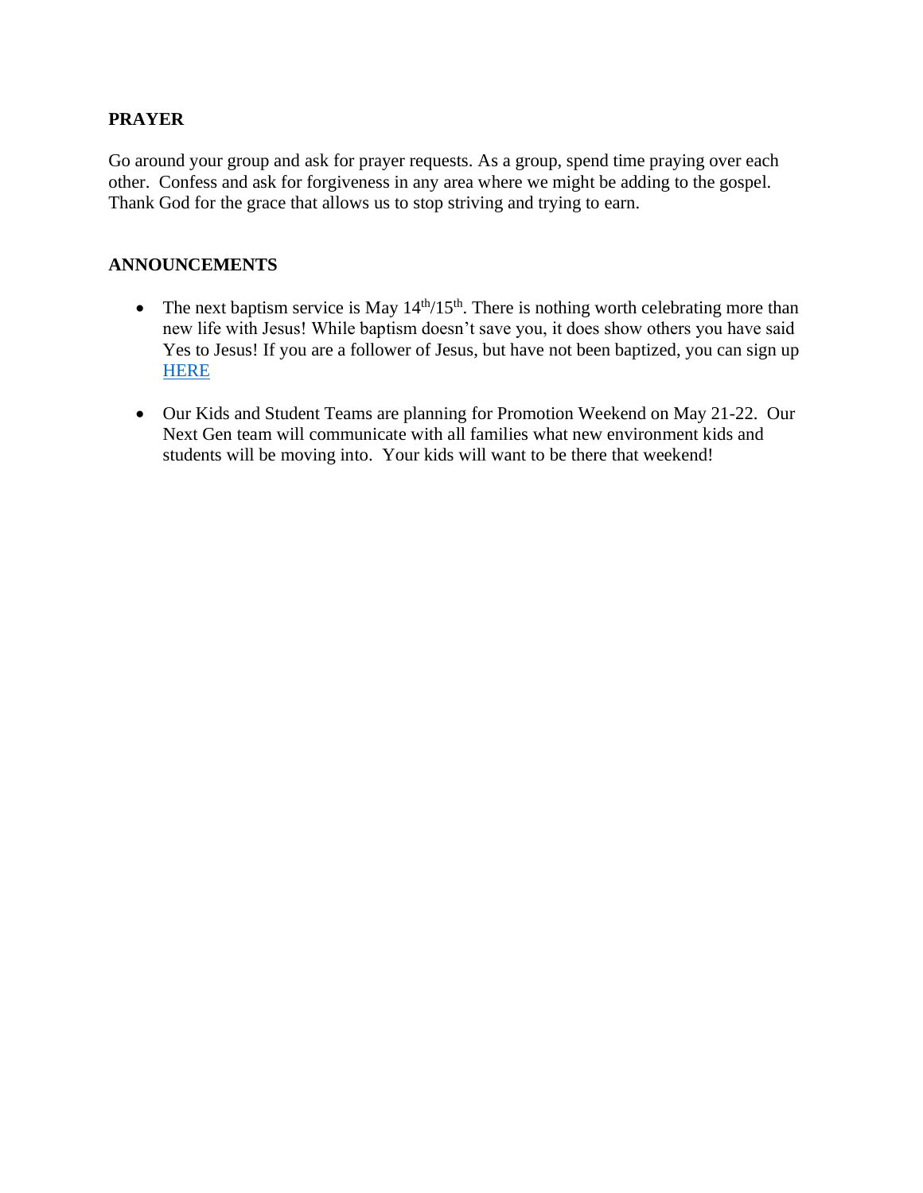**PRAYER**

Go around your group and ask for prayer requests. As a group, spend time praying over each other. Confess and ask for forgiveness in any area where we might be adding to the gospel. Thank God for the grace that allows us to stop striving and trying to earn.

**ANNOUNCEMENTS**

- The next baptism service is May 14th/15th. There is nothing worth celebrating more than new life with Jesus! While baptism doesn't save you, it does show others you have said Yes to Jesus! If you are a follower of Jesus, but have not been baptized, you can sign up HERE

- Our Kids and Student Teams are planning for Promotion Weekend on May 21-22. Our Next Gen team will communicate with all families what new environment kids and students will be moving into. Your kids will want to be there that weekend!